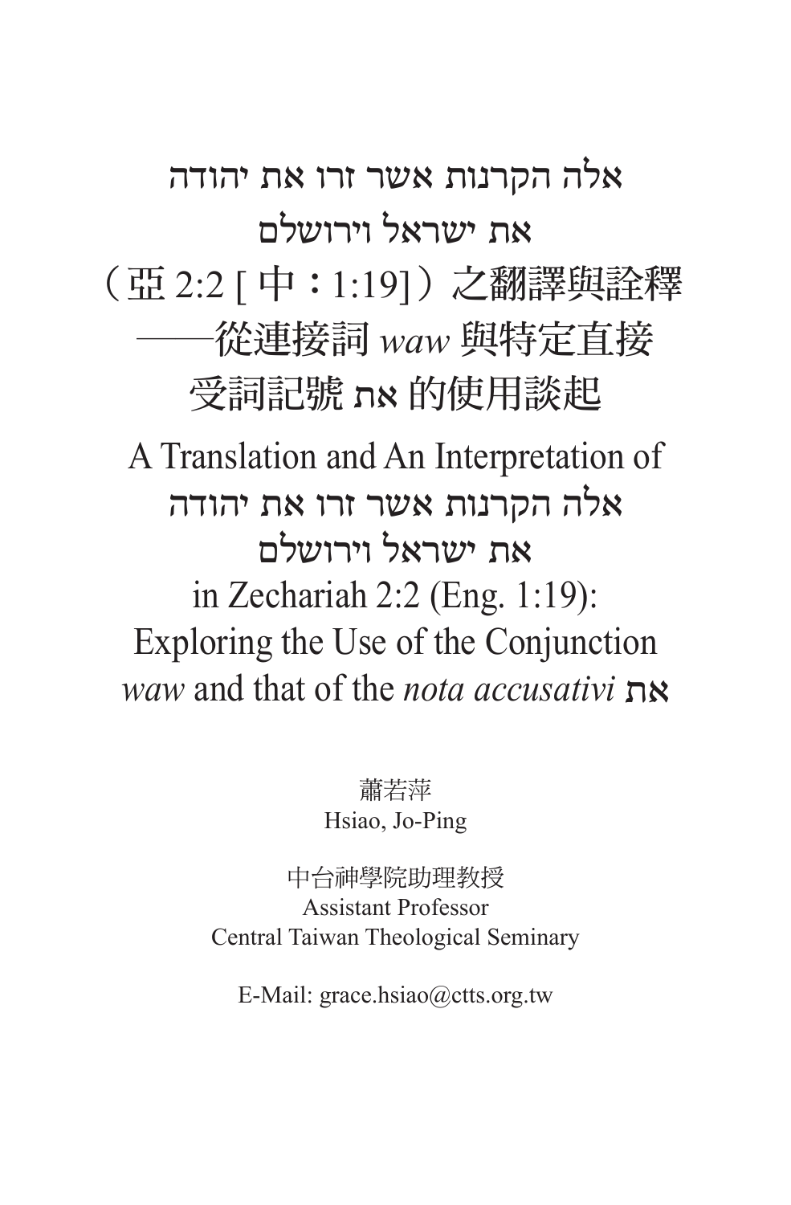# אלה הקרנות אשר זרו את יהודה את ישראל וירושלם（亞 2:2 [ 中：1:19]）之翻譯與詮釋──從連接詞 *waw* 與特定直接受詞記號 את 的使用談起

# A Translation and An Interpretation of אלה הקרנות אשר זרו את יהודה את ישראל וירושלם in Zechariah 2:2 (Eng. 1:19): Exploring the Use of the Conjunction *waw* and that of the *nota accusativi* את

蕭若萍

Hsiao, Jo-Ping

中台神學院助理教授

Assistant Professor

Central Taiwan Theological Seminary

E-Mail: grace.hsiao@ctts.org.tw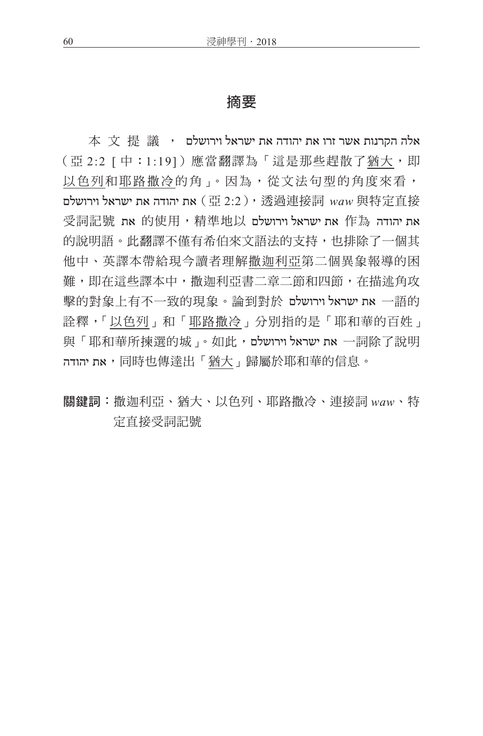## 摘要

本文提議，אלה הקרנות אשר זרו את יהודה את ישראל וירושלם（亞 2:2［中：1:19]）應當翻譯為「這是那些趕散了猶大，即以色列和耶路撒冷的角」。因為，從文法句型的角度來看，את יהודה את ישראל וירושלם（亞 2:2），透過連接詞 *waw* 與特定直接受詞記號 את 的使用，精準地以 את ישראל וירושלם 作為 את יהודה 的說明語。此翻譯不僅有希伯來文語法的支持，也排除了一個其他中、英譯本帶給現今讀者理解撒迦利亞第二個異象報導的困難，即在這些譯本中，撒迦利亞書二章二節和四節，在描述角攻擊的對象上有不一致的現象。論到對於 את ישראל וירושלם 一語的詮釋，「以色列」和「耶路撒冷」分別指的是「耶和華的百姓」與「耶和華所揀選的城」。如此，את ישראל וירושלם 一詞除了說明 את יהודה，同時也傳達出「猶大」歸屬於耶和華的信息。

**關鍵詞：**撒迦利亞、猶大、以色列、耶路撒冷、連接詞 *waw*、特定直接受詞記號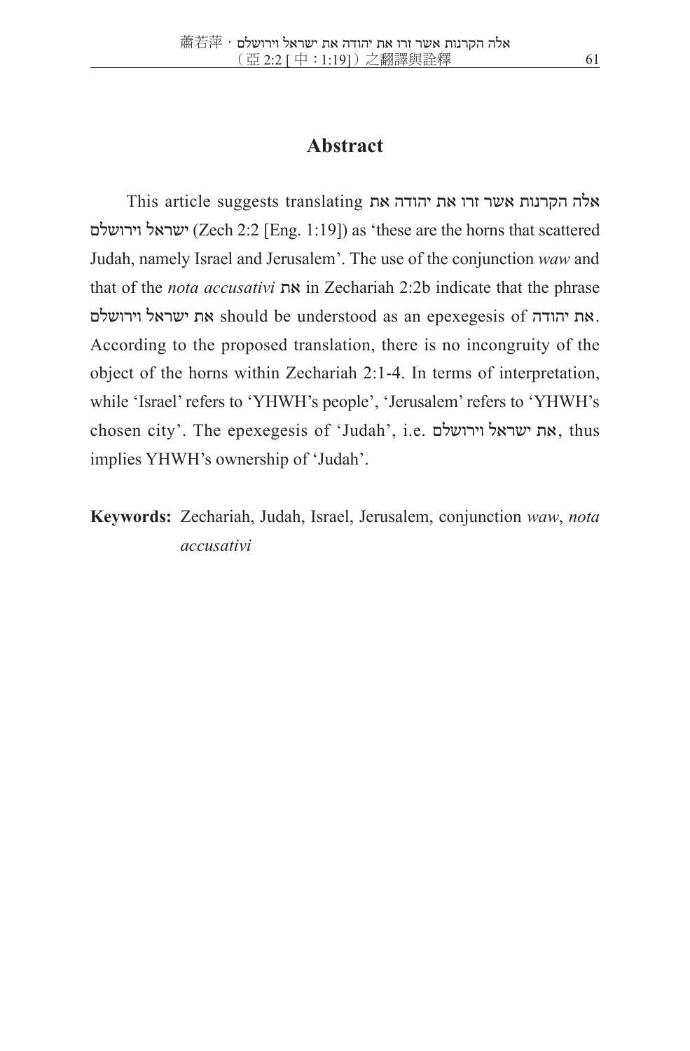## Abstract

This article suggests translating אלה הקרנות אשר זרו את יהודה את ישראל וירושלם (Zech 2:2 [Eng. 1:19]) as 'these are the horns that scattered Judah, namely Israel and Jerusalem'. The use of the conjunction *waw* and that of the *nota accusativi* את in Zechariah 2:2b indicate that the phrase את ישראל וירושלם should be understood as an epexegesis of את יהודה. According to the proposed translation, there is no incongruity of the object of the horns within Zechariah 2:1-4. In terms of interpretation, while 'Israel' refers to 'YHWH's people', 'Jerusalem' refers to 'YHWH's chosen city'. The epexegesis of 'Judah', i.e. את ישראל וירושלם, thus implies YHWH's ownership of 'Judah'.

**Keywords:** Zechariah, Judah, Israel, Jerusalem, conjunction *waw*, *nota accusativi*